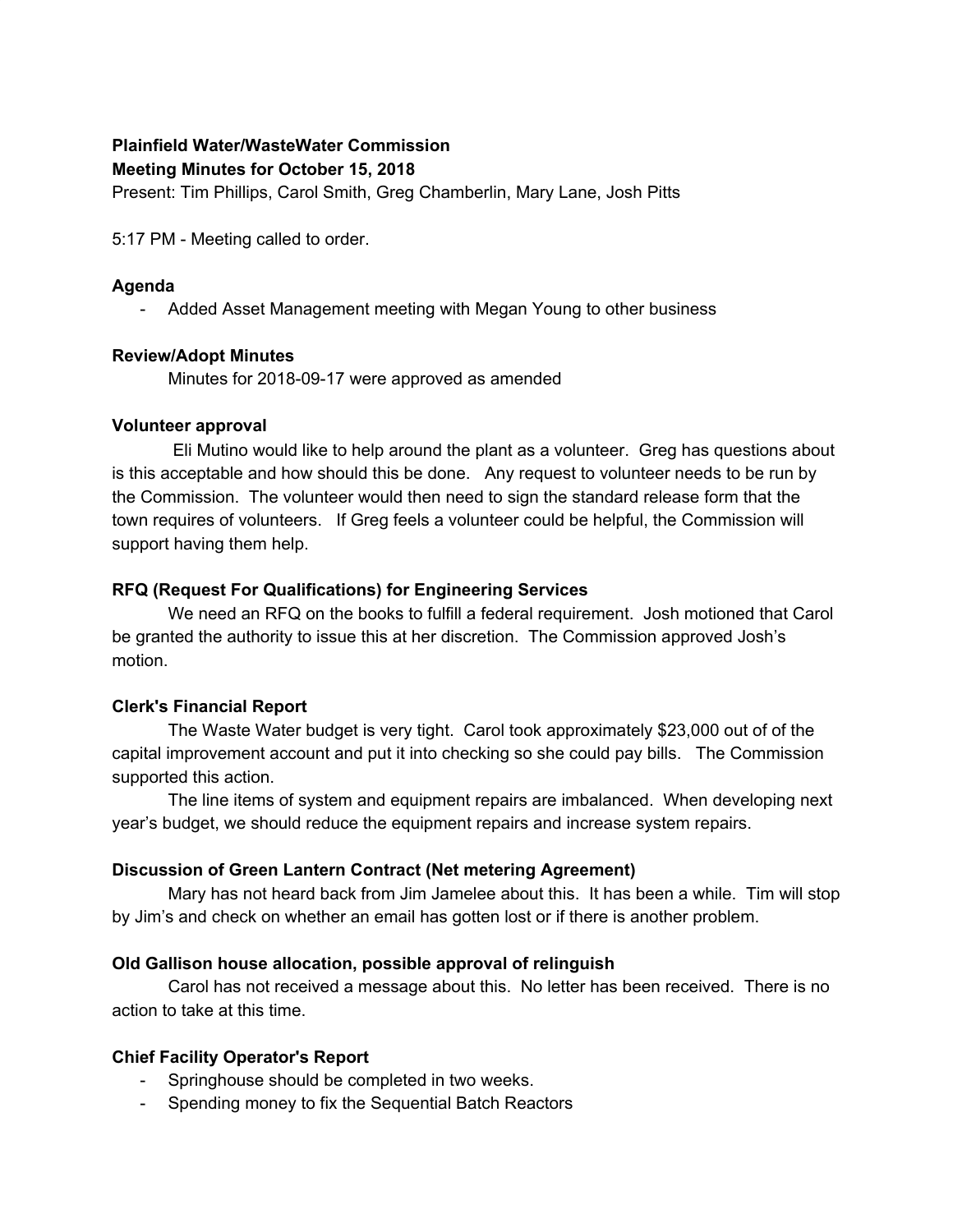**Plainfield Water/WasteWater Commission**
**Meeting Minutes for October 15, 2018**

Present: Tim Phillips, Carol Smith, Greg Chamberlin, Mary Lane, Josh Pitts

5:17 PM - Meeting called to order.

### Agenda

- Added Asset Management meeting with Megan Young to other business

### Review/Adopt Minutes

Minutes for 2018-09-17 were approved as amended

### Volunteer approval

Eli Mutino would like to help around the plant as a volunteer. Greg has questions about is this acceptable and how should this be done. Any request to volunteer needs to be run by the Commission. The volunteer would then need to sign the standard release form that the town requires of volunteers. If Greg feels a volunteer could be helpful, the Commission will support having them help.

### RFQ (Request For Qualifications) for Engineering Services

We need an RFQ on the books to fulfill a federal requirement. Josh motioned that Carol be granted the authority to issue this at her discretion. The Commission approved Josh's motion.

### Clerk's Financial Report

The Waste Water budget is very tight. Carol took approximately $23,000 out of of the capital improvement account and put it into checking so she could pay bills. The Commission supported this action.

The line items of system and equipment repairs are imbalanced. When developing next year's budget, we should reduce the equipment repairs and increase system repairs.

### Discussion of Green Lantern Contract (Net metering Agreement)

Mary has not heard back from Jim Jamelee about this. It has been a while. Tim will stop by Jim's and check on whether an email has gotten lost or if there is another problem.

### Old Gallison house allocation, possible approval of relinguish

Carol has not received a message about this. No letter has been received. There is no action to take at this time.

### Chief Facility Operator's Report

- Springhouse should be completed in two weeks.
- Spending money to fix the Sequential Batch Reactors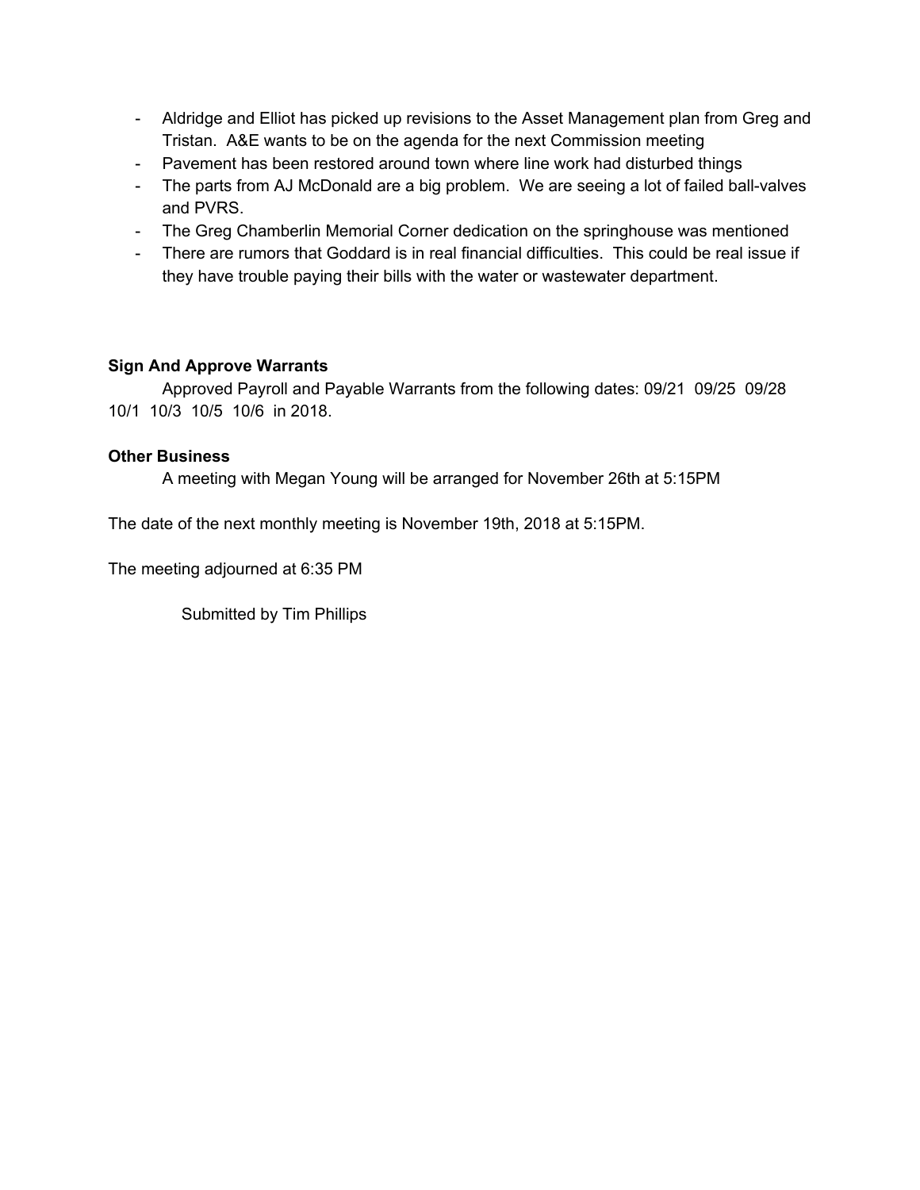- Aldridge and Elliot has picked up revisions to the Asset Management plan from Greg and Tristan. A&E wants to be on the agenda for the next Commission meeting
- Pavement has been restored around town where line work had disturbed things
- The parts from AJ McDonald are a big problem. We are seeing a lot of failed ball-valves and PVRS.
- The Greg Chamberlin Memorial Corner dedication on the springhouse was mentioned
- There are rumors that Goddard is in real financial difficulties. This could be real issue if they have trouble paying their bills with the water or wastewater department.

**Sign And Approve Warrants**

Approved Payroll and Payable Warrants from the following dates: 09/21 09/25 09/28 10/1 10/3 10/5 10/6 in 2018.

**Other Business**

A meeting with Megan Young will be arranged for November 26th at 5:15PM

The date of the next monthly meeting is November 19th, 2018 at 5:15PM.

The meeting adjourned at 6:35 PM

Submitted by Tim Phillips